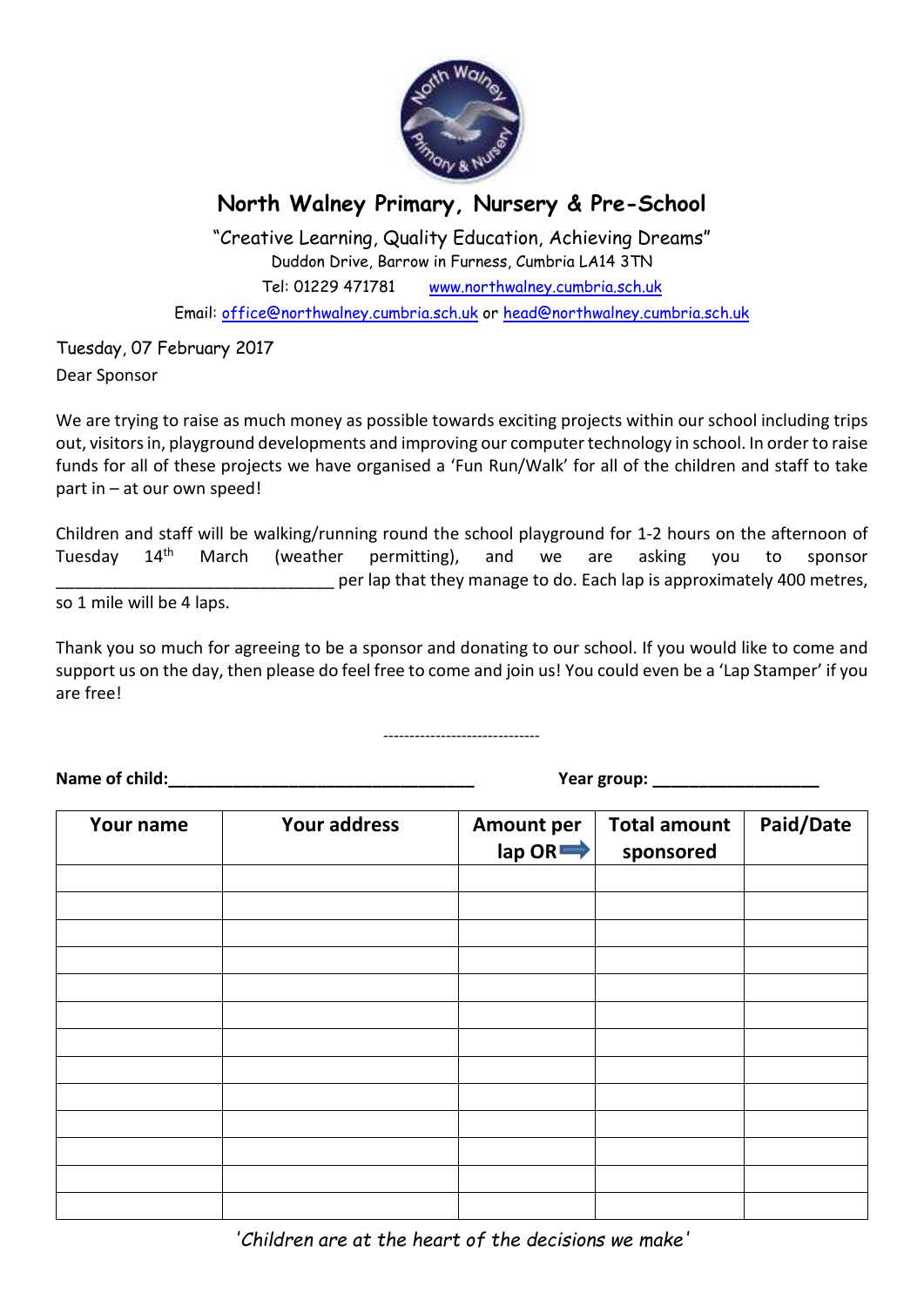# North Walney Primary, Nursery & Pre-School

"Creative Learning, Quality Education, Achieving Dreams"

Duddon Drive, Barrow in Furness, Cumbria LA14 3TN

Tel: 01229 471781 www.northwalney.cumbria.sch.uk

Email: office@northwalney.cumbria.sch.uk or head@northwalney.cumbria.sch.uk

Tuesday, 07 February 2017

Dear Sponsor

We are trying to raise as much money as possible towards exciting projects within our school including trips out, visitors in, playground developments and improving our computer technology in school. In order to raise funds for all of these projects we have organised a 'Fun Run/Walk' for all of the children and staff to take part in – at our own speed!

Children and staff will be walking/running round the school playground for 1-2 hours on the afternoon of Tuesday 14th March (weather permitting), and we are asking you to sponsor ______________________________ per lap that they manage to do. Each lap is approximately 400 metres, so 1 mile will be 4 laps.

Thank you so much for agreeing to be a sponsor and donating to our school. If you would like to come and support us on the day, then please do feel free to come and join us! You could even be a 'Lap Stamper' if you are free!

------------------------------

**Name of child:**__________________________________ **Year group:** __________________

| Your name | Your address | Amount per lap OR ➡ | Total amount sponsored | Paid/Date |
|---|---|---|---|---|
| | | | | |
| | | | | |
| | | | | |
| | | | | |
| | | | | |
| | | | | |
| | | | | |
| | | | | |
| | | | | |
| | | | | |
| | | | | |
| | | | | |
| | | | | |

*'Children are at the heart of the decisions we make'*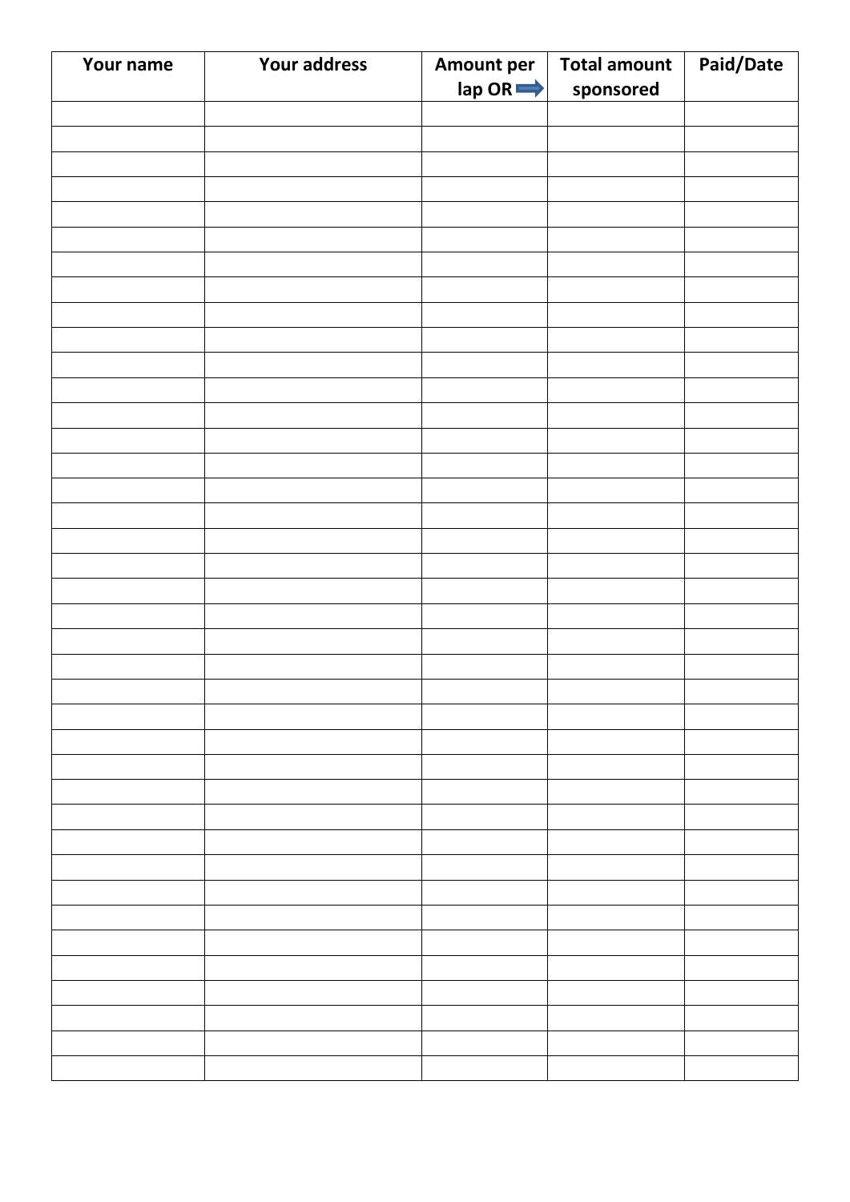| Your name | Your address | Amount per lap OR ➡ | Total amount sponsored | Paid/Date |
|---|---|---|---|---|
| | | | | |
| | | | | |
| | | | | |
| | | | | |
| | | | | |
| | | | | |
| | | | | |
| | | | | |
| | | | | |
| | | | | |
| | | | | |
| | | | | |
| | | | | |
| | | | | |
| | | | | |
| | | | | |
| | | | | |
| | | | | |
| | | | | |
| | | | | |
| | | | | |
| | | | | |
| | | | | |
| | | | | |
| | | | | |
| | | | | |
| | | | | |
| | | | | |
| | | | | |
| | | | | |
| | | | | |
| | | | | |
| | | | | |
| | | | | |
| | | | | |
| | | | | |
| | | | | |
| | | | | |
| | | | | |